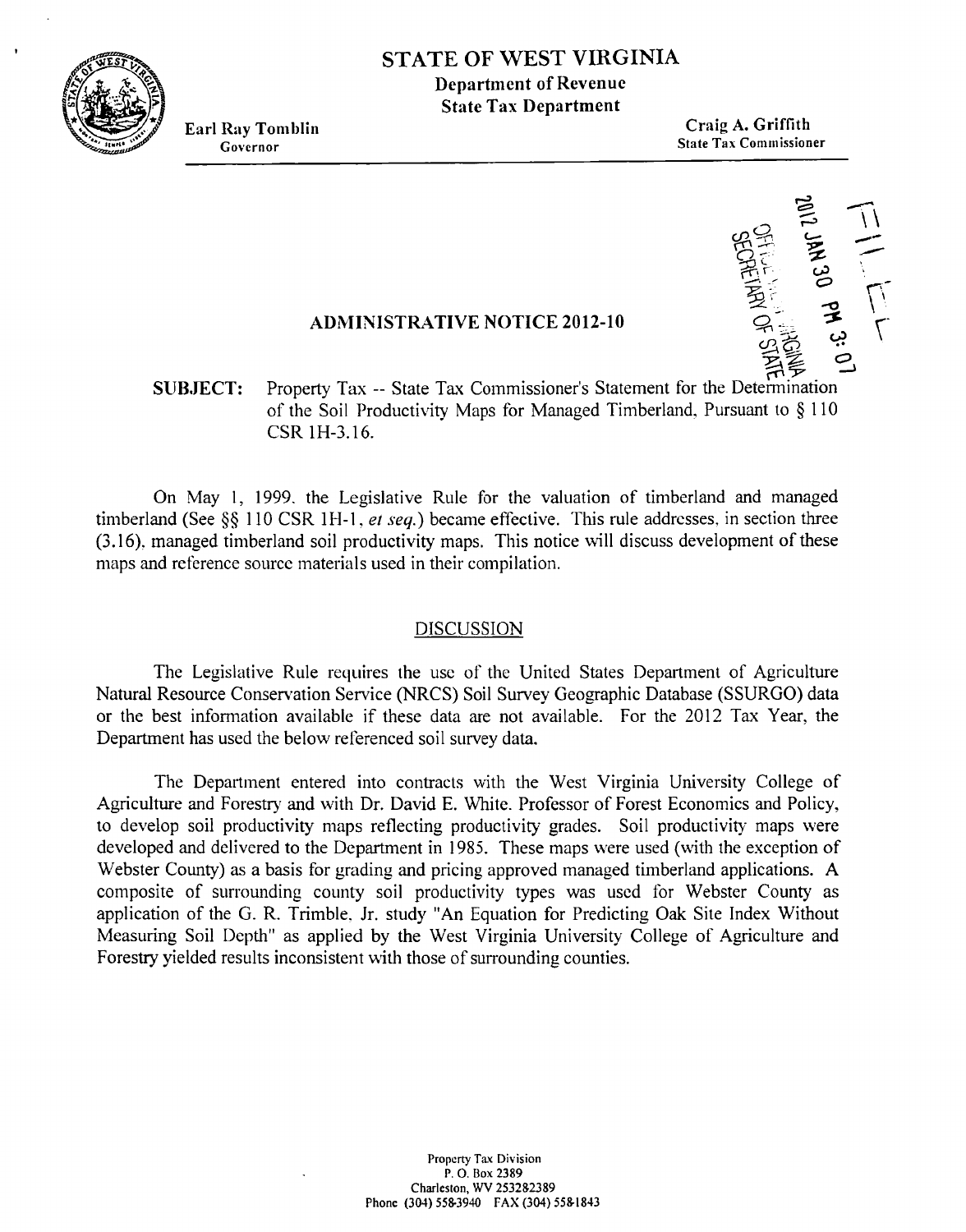# STATE OF WEST VIRGINIA

**Department of Revenue**
**State Tax Department**

**Earl Ray Tomblin**
Governor

**Craig A. Griffith**
State Tax Commissioner

---

## ADMINISTRATIVE NOTICE 2012-10

**SUBJECT:** Property Tax -- State Tax Commissioner's Statement for the Determination of the Soil Productivity Maps for Managed Timberland, Pursuant to § 110 CSR 1H-3.16.

On May 1, 1999, the Legislative Rule for the valuation of timberland and managed timberland (See §§ 110 CSR 1H-1, *et seq.*) became effective. This rule addresses, in section three (3.16), managed timberland soil productivity maps. This notice will discuss development of these maps and reference source materials used in their compilation.

### DISCUSSION

The Legislative Rule requires the use of the United States Department of Agriculture Natural Resource Conservation Service (NRCS) Soil Survey Geographic Database (SSURGO) data or the best information available if these data are not available. For the 2012 Tax Year, the Department has used the below referenced soil survey data.

The Department entered into contracts with the West Virginia University College of Agriculture and Forestry and with Dr. David E. White, Professor of Forest Economics and Policy, to develop soil productivity maps reflecting productivity grades. Soil productivity maps were developed and delivered to the Department in 1985. These maps were used (with the exception of Webster County) as a basis for grading and pricing approved managed timberland applications. A composite of surrounding county soil productivity types was used for Webster County as application of the G. R. Trimble, Jr. study "An Equation for Predicting Oak Site Index Without Measuring Soil Depth" as applied by the West Virginia University College of Agriculture and Forestry yielded results inconsistent with those of surrounding counties.

Property Tax Division
P. O. Box 2389
Charleston, WV 253282389
Phone (304) 558-3940 FAX (304) 558-1843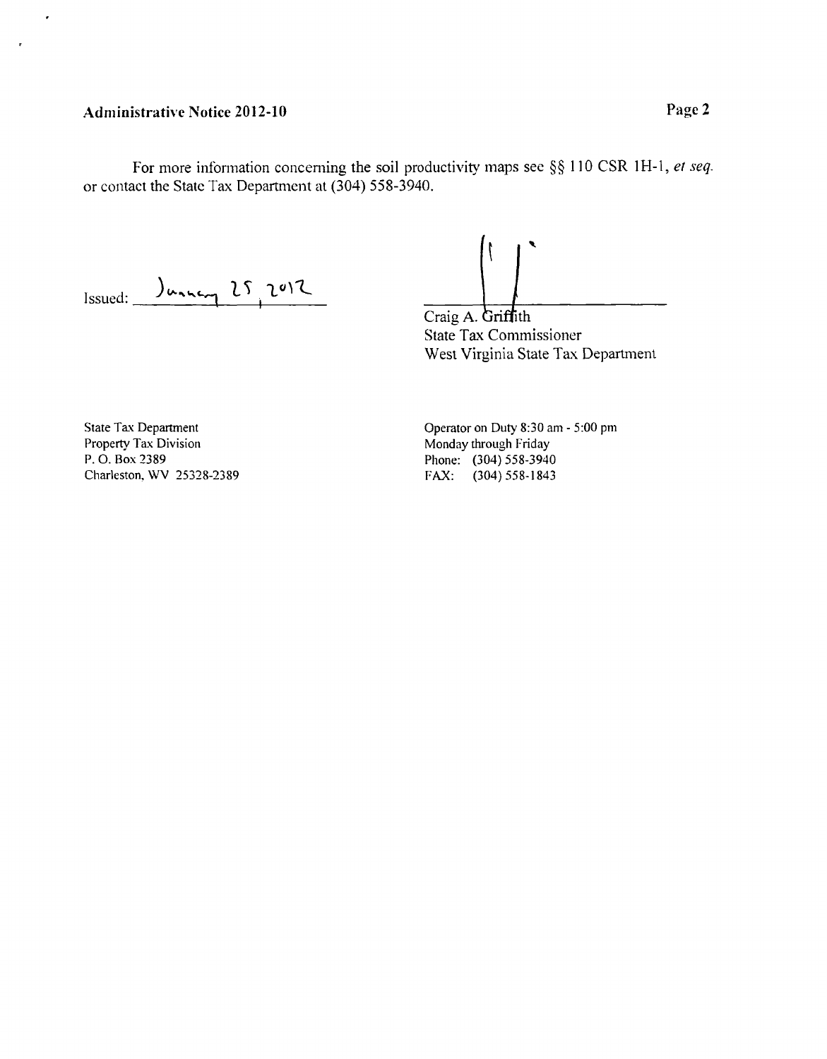For more information concerning the soil productivity maps see §§ 110 CSR 1H-1, *et seq.* or contact the State Tax Department at (304) 558-3940.

Issued: January 25, 2012

Craig A. Griffith
State Tax Commissioner
West Virginia State Tax Department

State Tax Department
Property Tax Division
P. O. Box 2389
Charleston, WV 25328-2389

Operator on Duty 8:30 am - 5:00 pm
Monday through Friday
Phone: (304) 558-3940
FAX: (304) 558-1843